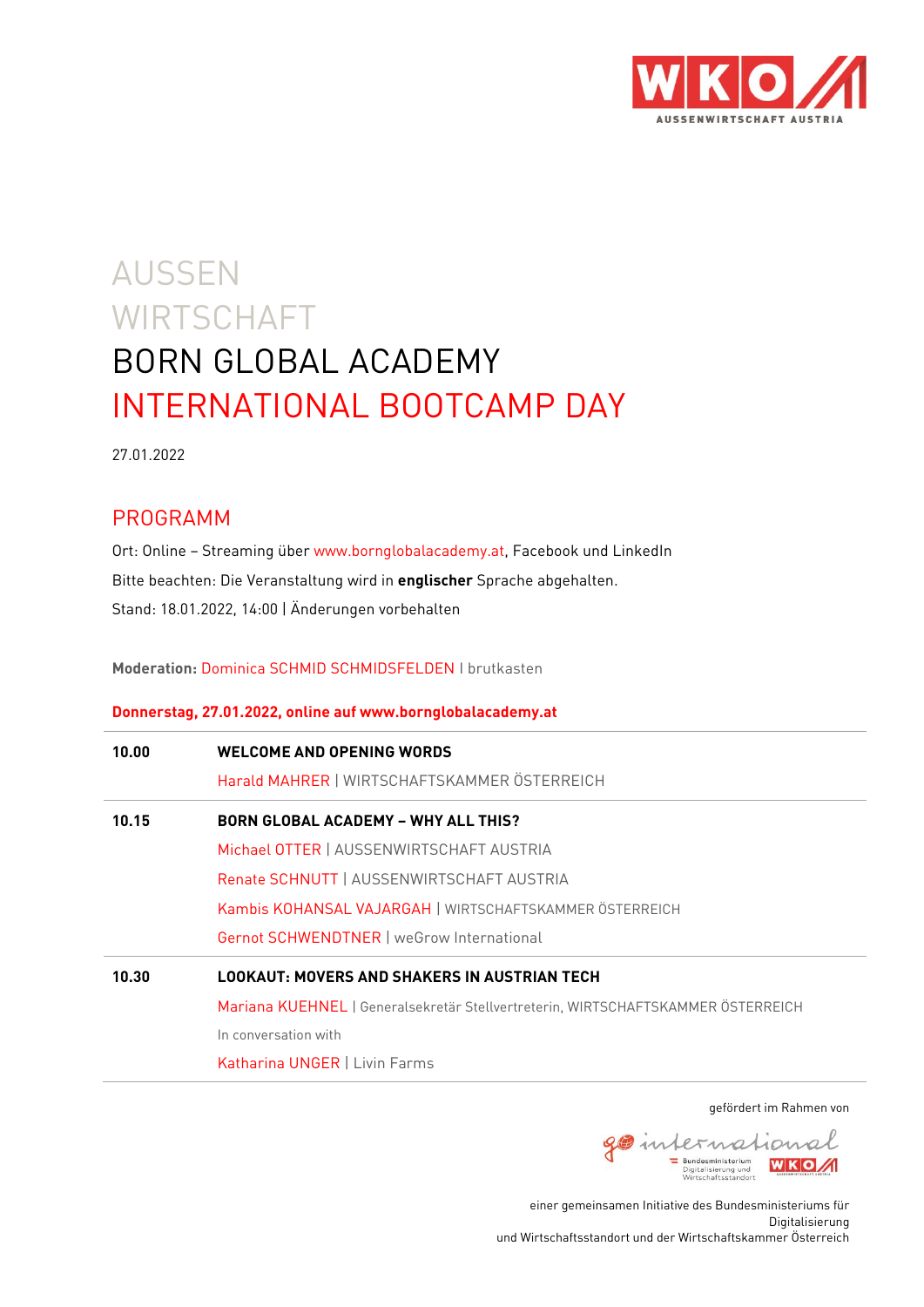# AUSSEN WIRTSCHAFT
# BORN GLOBAL ACADEMY
# INTERNATIONAL BOOTCAMP DAY

27.01.2022

## PROGRAMM

Ort: Online – Streaming über www.bornglobalacademy.at, Facebook und LinkedIn

Bitte beachten: Die Veranstaltung wird in **englischer** Sprache abgehalten.

Stand: 18.01.2022, 14:00 | Änderungen vorbehalten

**Moderation:** Dominica SCHMID SCHMIDSFELDEN I brutkasten

**Donnerstag, 27.01.2022, online auf www.bornglobalacademy.at**

| | |
|---|---|
| **10.00** | **WELCOME AND OPENING WORDS**<br>Harald MAHRER \| WIRTSCHAFTSKAMMER ÖSTERREICH |
| **10.15** | **BORN GLOBAL ACADEMY – WHY ALL THIS?**<br>Michael OTTER \| AUSSENWIRTSCHAFT AUSTRIA<br>Renate SCHNUTT \| AUSSENWIRTSCHAFT AUSTRIA<br>Kambis KOHANSAL VAJARGAH \| WIRTSCHAFTSKAMMER ÖSTERREICH<br>Gernot SCHWENDTNER \| weGrow International |
| **10.30** | **LOOKAUT: MOVERS AND SHAKERS IN AUSTRIAN TECH**<br>Mariana KUEHNEL \| Generalsekretär Stellvertreterin, WIRTSCHAFTSKAMMER ÖSTERREICH<br>In conversation with<br>Katharina UNGER \| Livin Farms |

gefördert im Rahmen von

go international

einer gemeinsamen Initiative des Bundesministeriums für Digitalisierung und Wirtschaftsstandort und der Wirtschaftskammer Österreich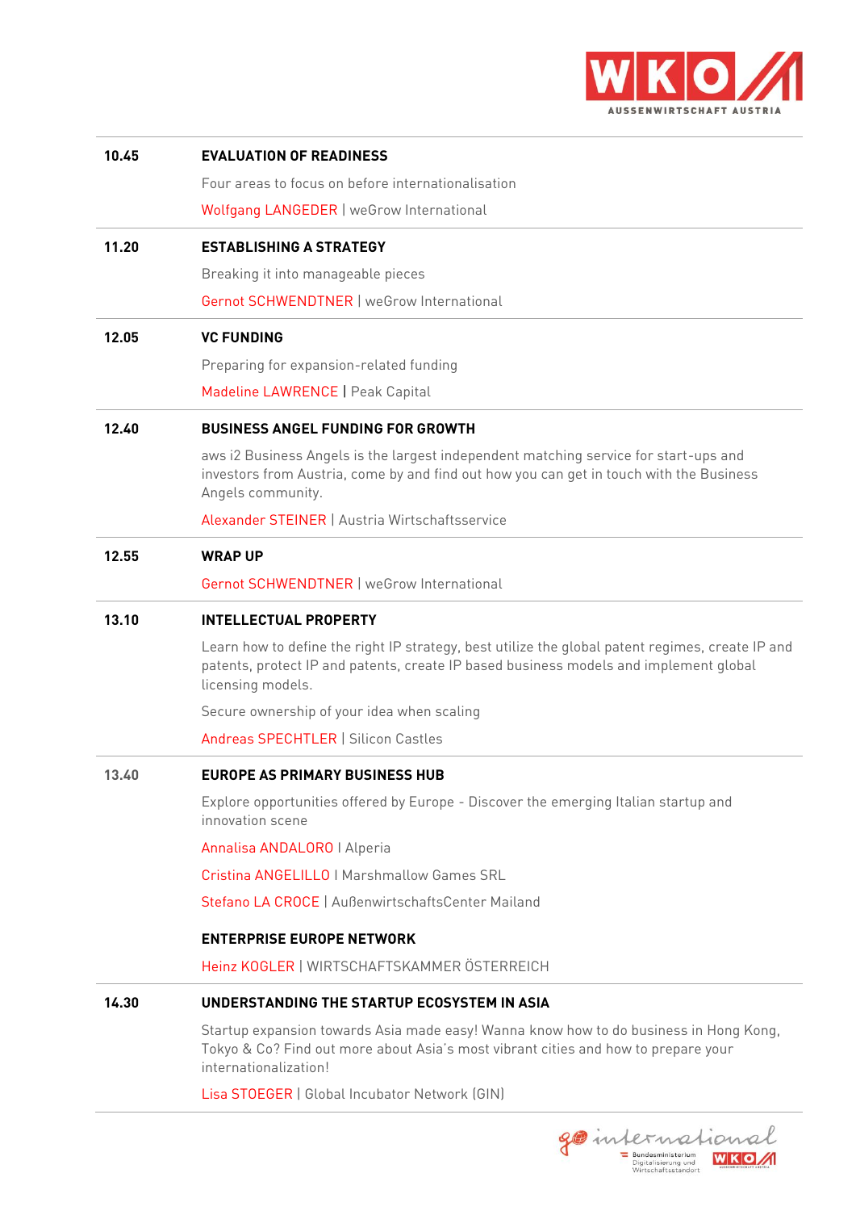| | |
|---|---|
| **10.45** | **EVALUATION OF READINESS**<br>Four areas to focus on before internationalisation<br>Wolfgang LANGEDER \| weGrow International |
| **11.20** | **ESTABLISHING A STRATEGY**<br>Breaking it into manageable pieces<br>Gernot SCHWENDTNER \| weGrow International |
| **12.05** | **VC FUNDING**<br>Preparing for expansion-related funding<br>Madeline LAWRENCE \| Peak Capital |
| **12.40** | **BUSINESS ANGEL FUNDING FOR GROWTH**<br>aws i2 Business Angels is the largest independent matching service for start-ups and investors from Austria, come by and find out how you can get in touch with the Business Angels community.<br>Alexander STEINER \| Austria Wirtschaftsservice |
| **12.55** | **WRAP UP**<br>Gernot SCHWENDTNER \| weGrow International |
| **13.10** | **INTELLECTUAL PROPERTY**<br>Learn how to define the right IP strategy, best utilize the global patent regimes, create IP and patents, protect IP and patents, create IP based business models and implement global licensing models.<br>Secure ownership of your idea when scaling<br>Andreas SPECHTLER \| Silicon Castles |
| **13.40** | **EUROPE AS PRIMARY BUSINESS HUB**<br>Explore opportunities offered by Europe - Discover the emerging Italian startup and innovation scene<br>Annalisa ANDALORO I Alperia<br>Cristina ANGELILLO I Marshmallow Games SRL<br>Stefano LA CROCE \| AußenwirtschaftsCenter Mailand<br>**ENTERPRISE EUROPE NETWORK**<br>Heinz KOGLER \| WIRTSCHAFTSKAMMER ÖSTERREICH |
| **14.30** | **UNDERSTANDING THE STARTUP ECOSYSTEM IN ASIA**<br>Startup expansion towards Asia made easy! Wanna know how to do business in Hong Kong, Tokyo & Co? Find out more about Asia's most vibrant cities and how to prepare your internationalization!<br>Lisa STOEGER \| Global Incubator Network (GIN) |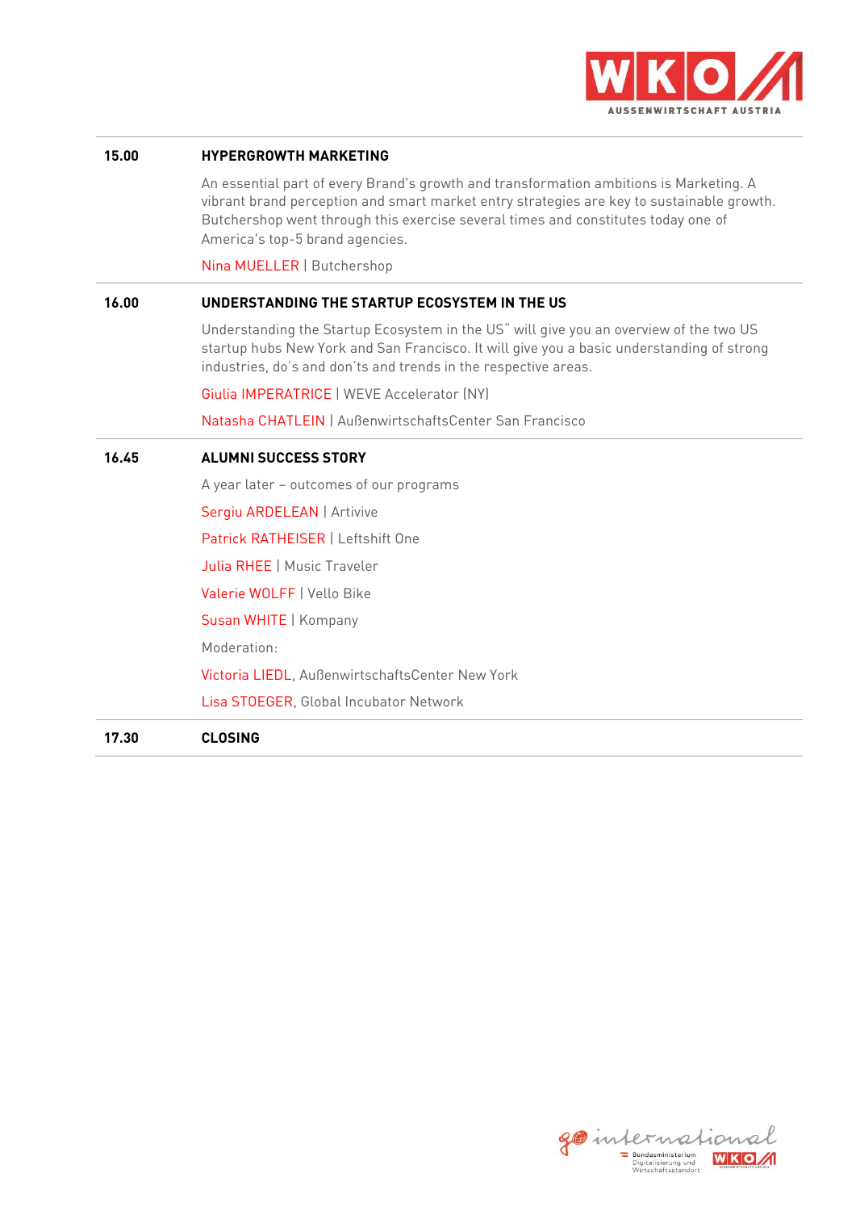**15.00** **HYPERGROWTH MARKETING**

An essential part of every Brand's growth and transformation ambitions is Marketing. A vibrant brand perception and smart market entry strategies are key to sustainable growth. Butchershop went through this exercise several times and constitutes today one of America's top-5 brand agencies.

Nina MUELLER | Butchershop

---

**16.00** **UNDERSTANDING THE STARTUP ECOSYSTEM IN THE US**

Understanding the Startup Ecosystem in the US" will give you an overview of the two US startup hubs New York and San Francisco. It will give you a basic understanding of strong industries, do's and don'ts and trends in the respective areas.

Giulia IMPERATRICE | WEVE Accelerator (NY)

Natasha CHATLEIN | AußenwirtschaftsCenter San Francisco

---

**16.45** **ALUMNI SUCCESS STORY**

A year later – outcomes of our programs

Sergiu ARDELEAN | Artivive

Patrick RATHEISER | Leftshift One

Julia RHEE | Music Traveler

Valerie WOLFF | Vello Bike

Susan WHITE | Kompany

Moderation:

Victoria LIEDL, AußenwirtschaftsCenter New York

Lisa STOEGER, Global Incubator Network

---

**17.30** **CLOSING**